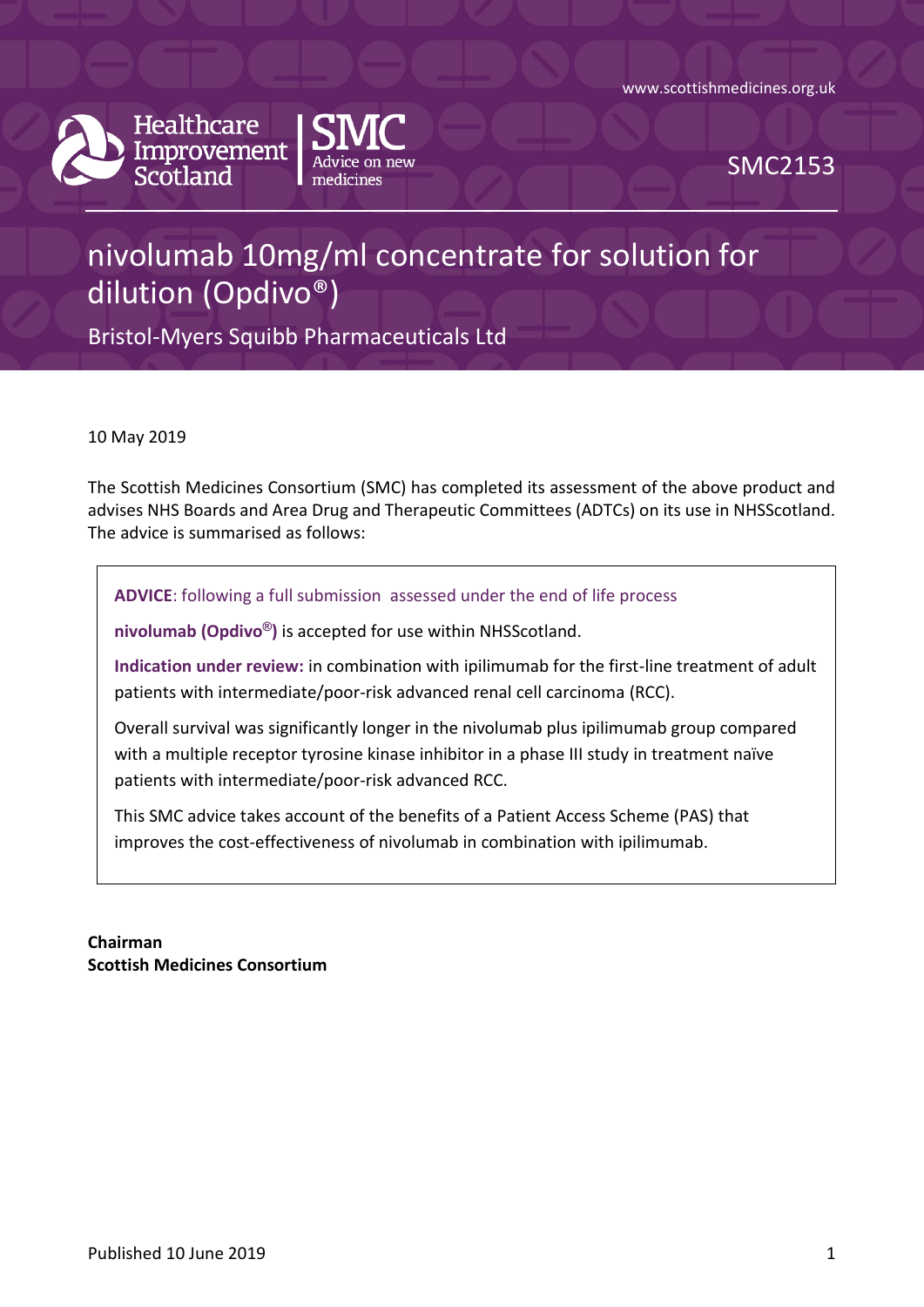www.scottishmedicines.org.uk

Healthcare Improvement Scotland | SMC Advice on new medicines

SMC2153

# nivolumab 10mg/ml concentrate for solution for dilution (Opdivo®)

Bristol-Myers Squibb Pharmaceuticals Ltd

10 May 2019

The Scottish Medicines Consortium (SMC) has completed its assessment of the above product and advises NHS Boards and Area Drug and Therapeutic Committees (ADTCs) on its use in NHSScotland. The advice is summarised as follows:

> **ADVICE**: following a full submission assessed under the end of life process
>
> **nivolumab (Opdivo®)** is accepted for use within NHSScotland.
>
> **Indication under review:** in combination with ipilimumab for the first-line treatment of adult patients with intermediate/poor-risk advanced renal cell carcinoma (RCC).
>
> Overall survival was significantly longer in the nivolumab plus ipilimumab group compared with a multiple receptor tyrosine kinase inhibitor in a phase III study in treatment naïve patients with intermediate/poor-risk advanced RCC.
>
> This SMC advice takes account of the benefits of a Patient Access Scheme (PAS) that improves the cost-effectiveness of nivolumab in combination with ipilimumab.

**Chairman**
**Scottish Medicines Consortium**

Published 10 June 2019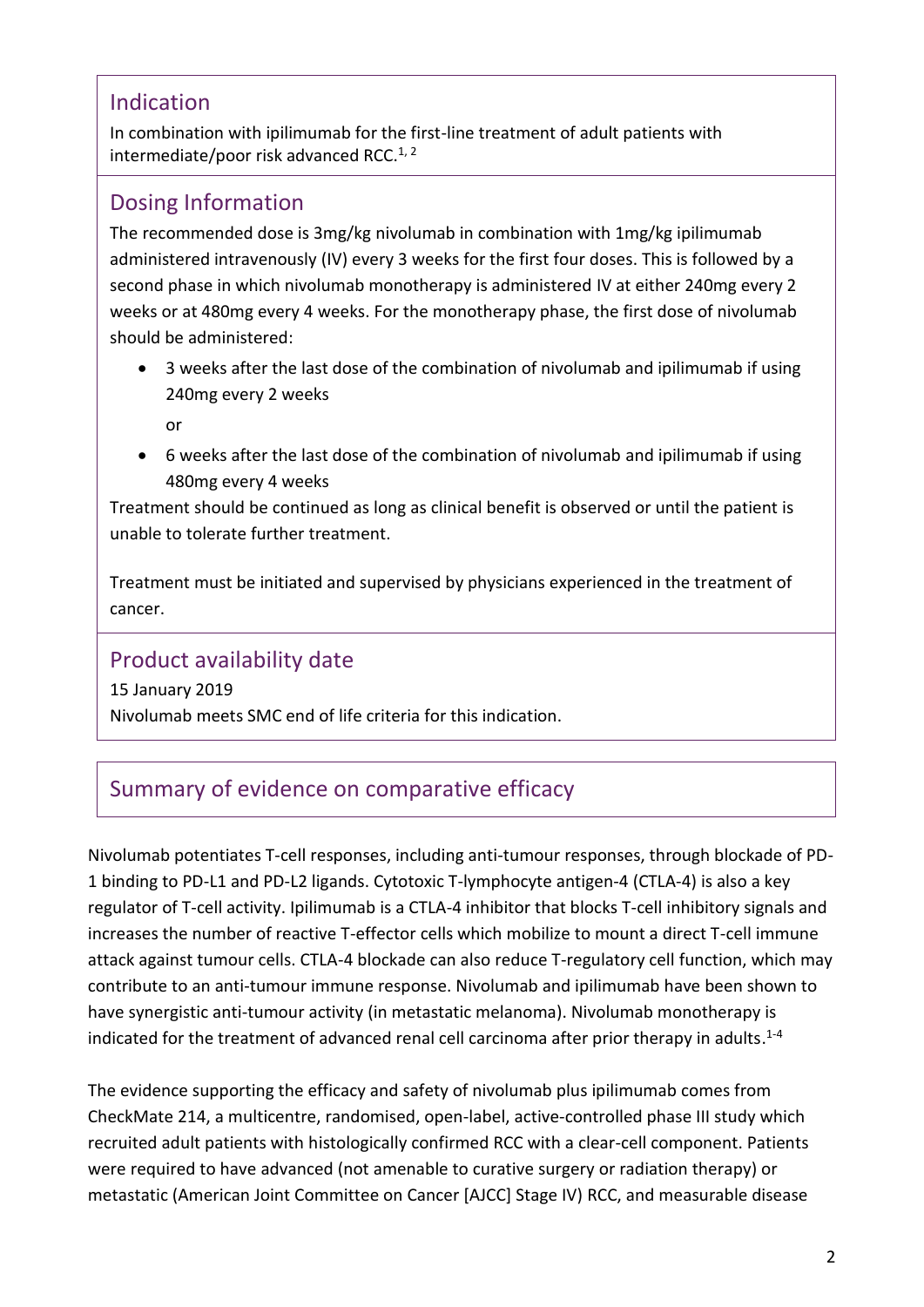## Indication

In combination with ipilimumab for the first-line treatment of adult patients with intermediate/poor risk advanced RCC.[1, 2]

## Dosing Information

The recommended dose is 3mg/kg nivolumab in combination with 1mg/kg ipilimumab administered intravenously (IV) every 3 weeks for the first four doses. This is followed by a second phase in which nivolumab monotherapy is administered IV at either 240mg every 2 weeks or at 480mg every 4 weeks. For the monotherapy phase, the first dose of nivolumab should be administered:

- 3 weeks after the last dose of the combination of nivolumab and ipilimumab if using 240mg every 2 weeks

  or

- 6 weeks after the last dose of the combination of nivolumab and ipilimumab if using 480mg every 4 weeks

Treatment should be continued as long as clinical benefit is observed or until the patient is unable to tolerate further treatment.

Treatment must be initiated and supervised by physicians experienced in the treatment of cancer.

## Product availability date

15 January 2019

Nivolumab meets SMC end of life criteria for this indication.

## Summary of evidence on comparative efficacy

Nivolumab potentiates T-cell responses, including anti-tumour responses, through blockade of PD-1 binding to PD-L1 and PD-L2 ligands. Cytotoxic T-lymphocyte antigen-4 (CTLA-4) is also a key regulator of T-cell activity. Ipilimumab is a CTLA-4 inhibitor that blocks T-cell inhibitory signals and increases the number of reactive T-effector cells which mobilize to mount a direct T-cell immune attack against tumour cells. CTLA-4 blockade can also reduce T-regulatory cell function, which may contribute to an anti-tumour immune response. Nivolumab and ipilimumab have been shown to have synergistic anti-tumour activity (in metastatic melanoma). Nivolumab monotherapy is indicated for the treatment of advanced renal cell carcinoma after prior therapy in adults.[1-4]

The evidence supporting the efficacy and safety of nivolumab plus ipilimumab comes from CheckMate 214, a multicentre, randomised, open-label, active-controlled phase III study which recruited adult patients with histologically confirmed RCC with a clear-cell component. Patients were required to have advanced (not amenable to curative surgery or radiation therapy) or metastatic (American Joint Committee on Cancer [AJCC] Stage IV) RCC, and measurable disease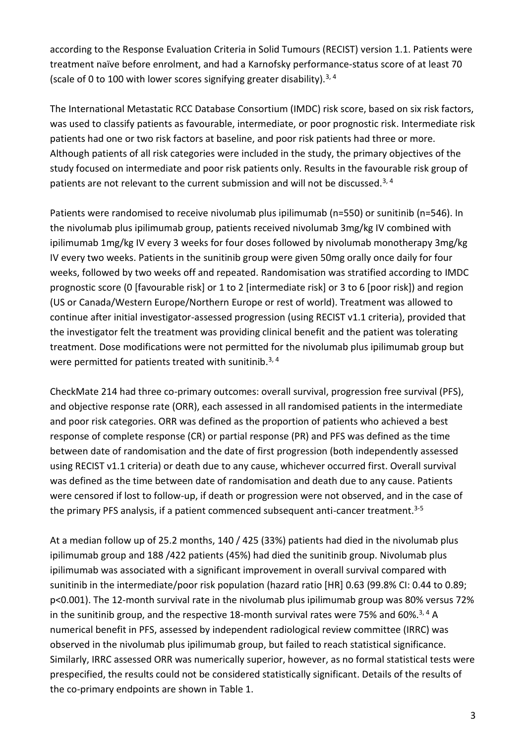according to the Response Evaluation Criteria in Solid Tumours (RECIST) version 1.1. Patients were treatment naïve before enrolment, and had a Karnofsky performance-status score of at least 70 (scale of 0 to 100 with lower scores signifying greater disability).[3, 4]

The International Metastatic RCC Database Consortium (IMDC) risk score, based on six risk factors, was used to classify patients as favourable, intermediate, or poor prognostic risk. Intermediate risk patients had one or two risk factors at baseline, and poor risk patients had three or more. Although patients of all risk categories were included in the study, the primary objectives of the study focused on intermediate and poor risk patients only. Results in the favourable risk group of patients are not relevant to the current submission and will not be discussed.[3, 4]

Patients were randomised to receive nivolumab plus ipilimumab (n=550) or sunitinib (n=546). In the nivolumab plus ipilimumab group, patients received nivolumab 3mg/kg IV combined with ipilimumab 1mg/kg IV every 3 weeks for four doses followed by nivolumab monotherapy 3mg/kg IV every two weeks. Patients in the sunitinib group were given 50mg orally once daily for four weeks, followed by two weeks off and repeated. Randomisation was stratified according to IMDC prognostic score (0 [favourable risk] or 1 to 2 [intermediate risk] or 3 to 6 [poor risk]) and region (US or Canada/Western Europe/Northern Europe or rest of world). Treatment was allowed to continue after initial investigator-assessed progression (using RECIST v1.1 criteria), provided that the investigator felt the treatment was providing clinical benefit and the patient was tolerating treatment. Dose modifications were not permitted for the nivolumab plus ipilimumab group but were permitted for patients treated with sunitinib.[3, 4]

CheckMate 214 had three co-primary outcomes: overall survival, progression free survival (PFS), and objective response rate (ORR), each assessed in all randomised patients in the intermediate and poor risk categories. ORR was defined as the proportion of patients who achieved a best response of complete response (CR) or partial response (PR) and PFS was defined as the time between date of randomisation and the date of first progression (both independently assessed using RECIST v1.1 criteria) or death due to any cause, whichever occurred first. Overall survival was defined as the time between date of randomisation and death due to any cause. Patients were censored if lost to follow-up, if death or progression were not observed, and in the case of the primary PFS analysis, if a patient commenced subsequent anti-cancer treatment.[3-5]

At a median follow up of 25.2 months, 140 / 425 (33%) patients had died in the nivolumab plus ipilimumab group and 188 /422 patients (45%) had died the sunitinib group. Nivolumab plus ipilimumab was associated with a significant improvement in overall survival compared with sunitinib in the intermediate/poor risk population (hazard ratio [HR] 0.63 (99.8% CI: 0.44 to 0.89; p<0.001). The 12-month survival rate in the nivolumab plus ipilimumab group was 80% versus 72% in the sunitinib group, and the respective 18-month survival rates were 75% and 60%.[3, 4] A numerical benefit in PFS, assessed by independent radiological review committee (IRRC) was observed in the nivolumab plus ipilimumab group, but failed to reach statistical significance. Similarly, IRRC assessed ORR was numerically superior, however, as no formal statistical tests were prespecified, the results could not be considered statistically significant. Details of the results of the co-primary endpoints are shown in Table 1.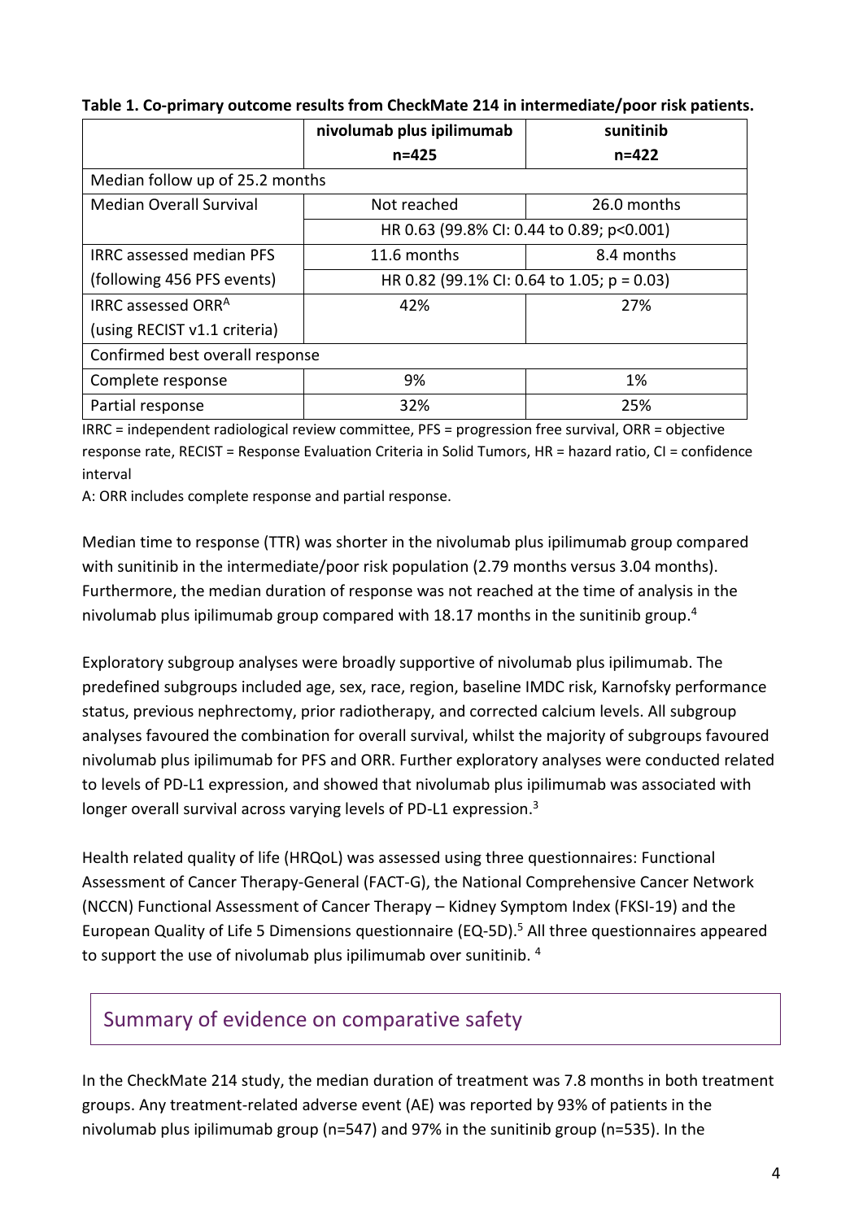**Table 1. Co-primary outcome results from CheckMate 214 in intermediate/poor risk patients.**

| | nivolumab plus ipilimumab n=425 | sunitinib n=422 |
|---|---|---|
| Median follow up of 25.2 months | | |
| Median Overall Survival | Not reached | 26.0 months |
| | HR 0.63 (99.8% CI: 0.44 to 0.89; p<0.001) | |
| IRRC assessed median PFS (following 456 PFS events) | 11.6 months | 8.4 months |
| | HR 0.82 (99.1% CI: 0.64 to 1.05; p = 0.03) | |
| IRRC assessed ORR[A] (using RECIST v1.1 criteria) | 42% | 27% |
| Confirmed best overall response | | |
| Complete response | 9% | 1% |
| Partial response | 32% | 25% |

IRRC = independent radiological review committee, PFS = progression free survival, ORR = objective response rate, RECIST = Response Evaluation Criteria in Solid Tumors, HR = hazard ratio, CI = confidence interval

A: ORR includes complete response and partial response.

Median time to response (TTR) was shorter in the nivolumab plus ipilimumab group compared with sunitinib in the intermediate/poor risk population (2.79 months versus 3.04 months). Furthermore, the median duration of response was not reached at the time of analysis in the nivolumab plus ipilimumab group compared with 18.17 months in the sunitinib group.[4]

Exploratory subgroup analyses were broadly supportive of nivolumab plus ipilimumab. The predefined subgroups included age, sex, race, region, baseline IMDC risk, Karnofsky performance status, previous nephrectomy, prior radiotherapy, and corrected calcium levels. All subgroup analyses favoured the combination for overall survival, whilst the majority of subgroups favoured nivolumab plus ipilimumab for PFS and ORR. Further exploratory analyses were conducted related to levels of PD-L1 expression, and showed that nivolumab plus ipilimumab was associated with longer overall survival across varying levels of PD-L1 expression.[3]

Health related quality of life (HRQoL) was assessed using three questionnaires: Functional Assessment of Cancer Therapy-General (FACT-G), the National Comprehensive Cancer Network (NCCN) Functional Assessment of Cancer Therapy – Kidney Symptom Index (FKSI-19) and the European Quality of Life 5 Dimensions questionnaire (EQ-5D).[5] All three questionnaires appeared to support the use of nivolumab plus ipilimumab over sunitinib.[4]

## Summary of evidence on comparative safety

In the CheckMate 214 study, the median duration of treatment was 7.8 months in both treatment groups. Any treatment-related adverse event (AE) was reported by 93% of patients in the nivolumab plus ipilimumab group (n=547) and 97% in the sunitinib group (n=535). In the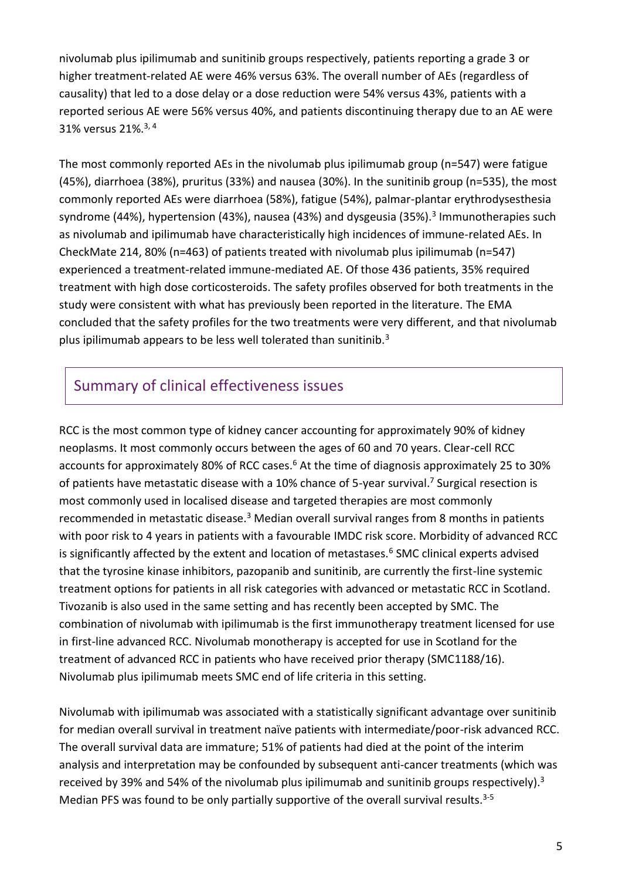nivolumab plus ipilimumab and sunitinib groups respectively, patients reporting a grade 3 or higher treatment-related AE were 46% versus 63%. The overall number of AEs (regardless of causality) that led to a dose delay or a dose reduction were 54% versus 43%, patients with a reported serious AE were 56% versus 40%, and patients discontinuing therapy due to an AE were 31% versus 21%.[3, 4]

The most commonly reported AEs in the nivolumab plus ipilimumab group (n=547) were fatigue (45%), diarrhoea (38%), pruritus (33%) and nausea (30%). In the sunitinib group (n=535), the most commonly reported AEs were diarrhoea (58%), fatigue (54%), palmar-plantar erythrodysesthesia syndrome (44%), hypertension (43%), nausea (43%) and dysgeusia (35%).[3] Immunotherapies such as nivolumab and ipilimumab have characteristically high incidences of immune-related AEs. In CheckMate 214, 80% (n=463) of patients treated with nivolumab plus ipilimumab (n=547) experienced a treatment-related immune-mediated AE. Of those 436 patients, 35% required treatment with high dose corticosteroids. The safety profiles observed for both treatments in the study were consistent with what has previously been reported in the literature. The EMA concluded that the safety profiles for the two treatments were very different, and that nivolumab plus ipilimumab appears to be less well tolerated than sunitinib.[3]

## Summary of clinical effectiveness issues

RCC is the most common type of kidney cancer accounting for approximately 90% of kidney neoplasms. It most commonly occurs between the ages of 60 and 70 years. Clear-cell RCC accounts for approximately 80% of RCC cases.[6] At the time of diagnosis approximately 25 to 30% of patients have metastatic disease with a 10% chance of 5-year survival.[7] Surgical resection is most commonly used in localised disease and targeted therapies are most commonly recommended in metastatic disease.[3] Median overall survival ranges from 8 months in patients with poor risk to 4 years in patients with a favourable IMDC risk score. Morbidity of advanced RCC is significantly affected by the extent and location of metastases.[6] SMC clinical experts advised that the tyrosine kinase inhibitors, pazopanib and sunitinib, are currently the first-line systemic treatment options for patients in all risk categories with advanced or metastatic RCC in Scotland. Tivozanib is also used in the same setting and has recently been accepted by SMC. The combination of nivolumab with ipilimumab is the first immunotherapy treatment licensed for use in first-line advanced RCC. Nivolumab monotherapy is accepted for use in Scotland for the treatment of advanced RCC in patients who have received prior therapy (SMC1188/16). Nivolumab plus ipilimumab meets SMC end of life criteria in this setting.

Nivolumab with ipilimumab was associated with a statistically significant advantage over sunitinib for median overall survival in treatment naïve patients with intermediate/poor-risk advanced RCC. The overall survival data are immature; 51% of patients had died at the point of the interim analysis and interpretation may be confounded by subsequent anti-cancer treatments (which was received by 39% and 54% of the nivolumab plus ipilimumab and sunitinib groups respectively).[3] Median PFS was found to be only partially supportive of the overall survival results.[3-5]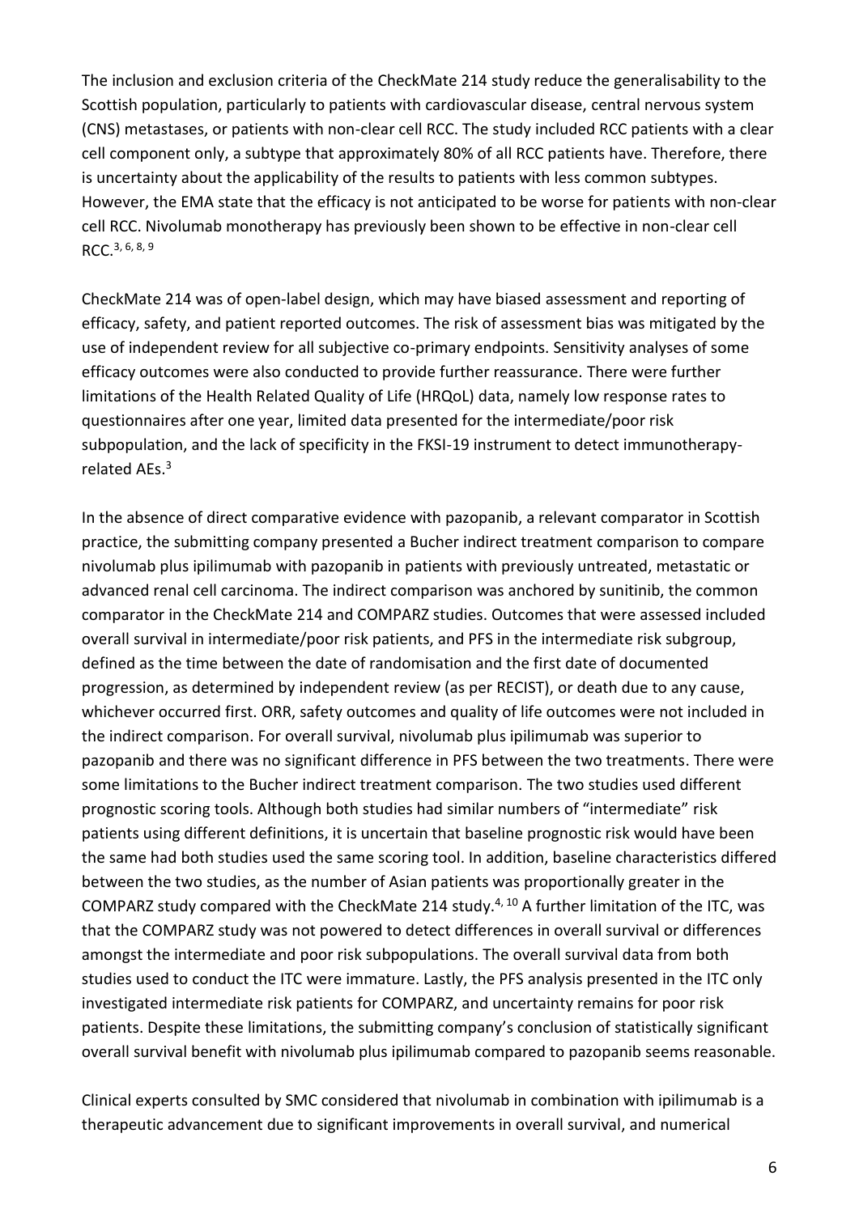The inclusion and exclusion criteria of the CheckMate 214 study reduce the generalisability to the Scottish population, particularly to patients with cardiovascular disease, central nervous system (CNS) metastases, or patients with non-clear cell RCC. The study included RCC patients with a clear cell component only, a subtype that approximately 80% of all RCC patients have. Therefore, there is uncertainty about the applicability of the results to patients with less common subtypes. However, the EMA state that the efficacy is not anticipated to be worse for patients with non-clear cell RCC. Nivolumab monotherapy has previously been shown to be effective in non-clear cell RCC.[3, 6, 8, 9]

CheckMate 214 was of open-label design, which may have biased assessment and reporting of efficacy, safety, and patient reported outcomes. The risk of assessment bias was mitigated by the use of independent review for all subjective co-primary endpoints. Sensitivity analyses of some efficacy outcomes were also conducted to provide further reassurance. There were further limitations of the Health Related Quality of Life (HRQoL) data, namely low response rates to questionnaires after one year, limited data presented for the intermediate/poor risk subpopulation, and the lack of specificity in the FKSI-19 instrument to detect immunotherapy-related AEs.[3]

In the absence of direct comparative evidence with pazopanib, a relevant comparator in Scottish practice, the submitting company presented a Bucher indirect treatment comparison to compare nivolumab plus ipilimumab with pazopanib in patients with previously untreated, metastatic or advanced renal cell carcinoma. The indirect comparison was anchored by sunitinib, the common comparator in the CheckMate 214 and COMPARZ studies. Outcomes that were assessed included overall survival in intermediate/poor risk patients, and PFS in the intermediate risk subgroup, defined as the time between the date of randomisation and the first date of documented progression, as determined by independent review (as per RECIST), or death due to any cause, whichever occurred first. ORR, safety outcomes and quality of life outcomes were not included in the indirect comparison. For overall survival, nivolumab plus ipilimumab was superior to pazopanib and there was no significant difference in PFS between the two treatments. There were some limitations to the Bucher indirect treatment comparison. The two studies used different prognostic scoring tools. Although both studies had similar numbers of "intermediate" risk patients using different definitions, it is uncertain that baseline prognostic risk would have been the same had both studies used the same scoring tool. In addition, baseline characteristics differed between the two studies, as the number of Asian patients was proportionally greater in the COMPARZ study compared with the CheckMate 214 study.[4, 10] A further limitation of the ITC, was that the COMPARZ study was not powered to detect differences in overall survival or differences amongst the intermediate and poor risk subpopulations. The overall survival data from both studies used to conduct the ITC were immature. Lastly, the PFS analysis presented in the ITC only investigated intermediate risk patients for COMPARZ, and uncertainty remains for poor risk patients. Despite these limitations, the submitting company's conclusion of statistically significant overall survival benefit with nivolumab plus ipilimumab compared to pazopanib seems reasonable.

Clinical experts consulted by SMC considered that nivolumab in combination with ipilimumab is a therapeutic advancement due to significant improvements in overall survival, and numerical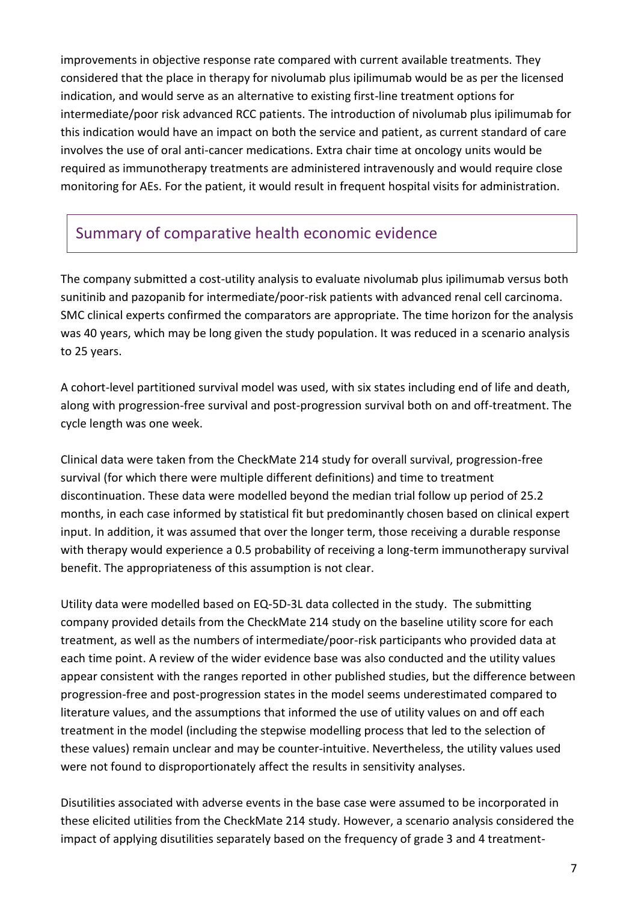improvements in objective response rate compared with current available treatments. They considered that the place in therapy for nivolumab plus ipilimumab would be as per the licensed indication, and would serve as an alternative to existing first-line treatment options for intermediate/poor risk advanced RCC patients. The introduction of nivolumab plus ipilimumab for this indication would have an impact on both the service and patient, as current standard of care involves the use of oral anti-cancer medications. Extra chair time at oncology units would be required as immunotherapy treatments are administered intravenously and would require close monitoring for AEs. For the patient, it would result in frequent hospital visits for administration.

## Summary of comparative health economic evidence

The company submitted a cost-utility analysis to evaluate nivolumab plus ipilimumab versus both sunitinib and pazopanib for intermediate/poor-risk patients with advanced renal cell carcinoma. SMC clinical experts confirmed the comparators are appropriate. The time horizon for the analysis was 40 years, which may be long given the study population. It was reduced in a scenario analysis to 25 years.

A cohort-level partitioned survival model was used, with six states including end of life and death, along with progression-free survival and post-progression survival both on and off-treatment. The cycle length was one week.

Clinical data were taken from the CheckMate 214 study for overall survival, progression-free survival (for which there were multiple different definitions) and time to treatment discontinuation. These data were modelled beyond the median trial follow up period of 25.2 months, in each case informed by statistical fit but predominantly chosen based on clinical expert input. In addition, it was assumed that over the longer term, those receiving a durable response with therapy would experience a 0.5 probability of receiving a long-term immunotherapy survival benefit. The appropriateness of this assumption is not clear.

Utility data were modelled based on EQ-5D-3L data collected in the study. The submitting company provided details from the CheckMate 214 study on the baseline utility score for each treatment, as well as the numbers of intermediate/poor-risk participants who provided data at each time point. A review of the wider evidence base was also conducted and the utility values appear consistent with the ranges reported in other published studies, but the difference between progression-free and post-progression states in the model seems underestimated compared to literature values, and the assumptions that informed the use of utility values on and off each treatment in the model (including the stepwise modelling process that led to the selection of these values) remain unclear and may be counter-intuitive. Nevertheless, the utility values used were not found to disproportionately affect the results in sensitivity analyses.

Disutilities associated with adverse events in the base case were assumed to be incorporated in these elicited utilities from the CheckMate 214 study. However, a scenario analysis considered the impact of applying disutilities separately based on the frequency of grade 3 and 4 treatment-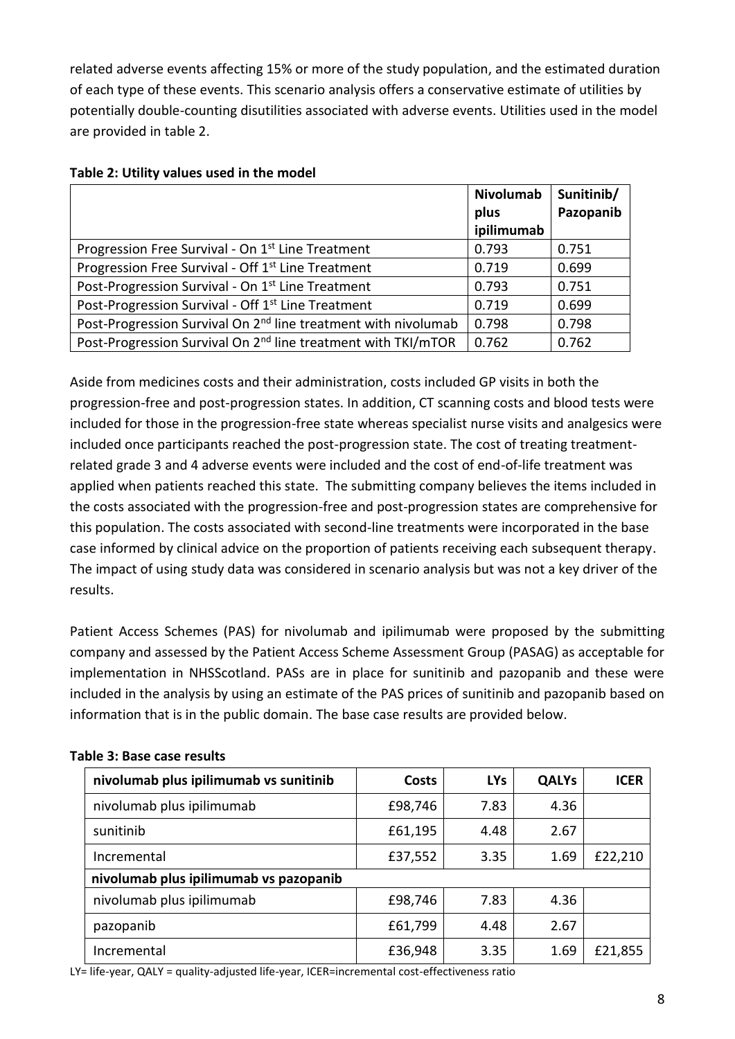related adverse events affecting 15% or more of the study population, and the estimated duration of each type of these events. This scenario analysis offers a conservative estimate of utilities by potentially double-counting disutilities associated with adverse events. Utilities used in the model are provided in table 2.

**Table 2: Utility values used in the model**

| | Nivolumab plus ipilimumab | Sunitinib/ Pazopanib |
|---|---|---|
| Progression Free Survival - On 1st Line Treatment | 0.793 | 0.751 |
| Progression Free Survival - Off 1st Line Treatment | 0.719 | 0.699 |
| Post-Progression Survival - On 1st Line Treatment | 0.793 | 0.751 |
| Post-Progression Survival - Off 1st Line Treatment | 0.719 | 0.699 |
| Post-Progression Survival On 2nd line treatment with nivolumab | 0.798 | 0.798 |
| Post-Progression Survival On 2nd line treatment with TKI/mTOR | 0.762 | 0.762 |

Aside from medicines costs and their administration, costs included GP visits in both the progression-free and post-progression states. In addition, CT scanning costs and blood tests were included for those in the progression-free state whereas specialist nurse visits and analgesics were included once participants reached the post-progression state. The cost of treating treatment-related grade 3 and 4 adverse events were included and the cost of end-of-life treatment was applied when patients reached this state. The submitting company believes the items included in the costs associated with the progression-free and post-progression states are comprehensive for this population. The costs associated with second-line treatments were incorporated in the base case informed by clinical advice on the proportion of patients receiving each subsequent therapy. The impact of using study data was considered in scenario analysis but was not a key driver of the results.

Patient Access Schemes (PAS) for nivolumab and ipilimumab were proposed by the submitting company and assessed by the Patient Access Scheme Assessment Group (PASAG) as acceptable for implementation in NHSScotland. PASs are in place for sunitinib and pazopanib and these were included in the analysis by using an estimate of the PAS prices of sunitinib and pazopanib based on information that is in the public domain. The base case results are provided below.

**Table 3: Base case results**

| nivolumab plus ipilimumab vs sunitinib | Costs | LYs | QALYs | ICER |
|---|---|---|---|---|
| nivolumab plus ipilimumab | £98,746 | 7.83 | 4.36 | |
| sunitinib | £61,195 | 4.48 | 2.67 | |
| Incremental | £37,552 | 3.35 | 1.69 | £22,210 |
| **nivolumab plus ipilimumab vs pazopanib** | | | | |
| nivolumab plus ipilimumab | £98,746 | 7.83 | 4.36 | |
| pazopanib | £61,799 | 4.48 | 2.67 | |
| Incremental | £36,948 | 3.35 | 1.69 | £21,855 |

LY= life-year, QALY = quality-adjusted life-year, ICER=incremental cost-effectiveness ratio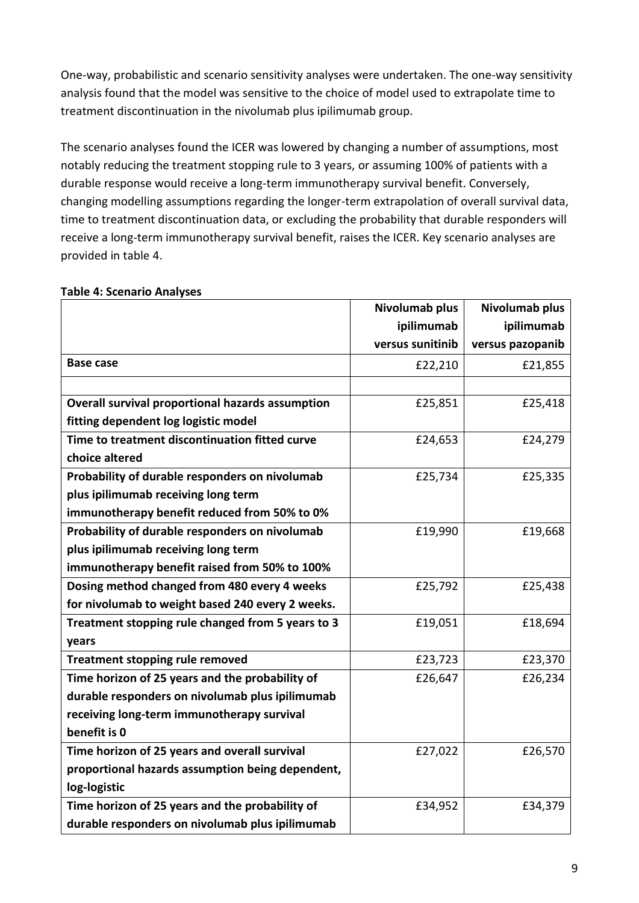One-way, probabilistic and scenario sensitivity analyses were undertaken. The one-way sensitivity analysis found that the model was sensitive to the choice of model used to extrapolate time to treatment discontinuation in the nivolumab plus ipilimumab group.

The scenario analyses found the ICER was lowered by changing a number of assumptions, most notably reducing the treatment stopping rule to 3 years, or assuming 100% of patients with a durable response would receive a long-term immunotherapy survival benefit. Conversely, changing modelling assumptions regarding the longer-term extrapolation of overall survival data, time to treatment discontinuation data, or excluding the probability that durable responders will receive a long-term immunotherapy survival benefit, raises the ICER. Key scenario analyses are provided in table 4.

**Table 4: Scenario Analyses**

| | Nivolumab plus ipilimumab versus sunitinib | Nivolumab plus ipilimumab versus pazopanib |
|---|---|---|
| **Base case** | £22,210 | £21,855 |
| | | |
| **Overall survival proportional hazards assumption fitting dependent log logistic model** | £25,851 | £25,418 |
| **Time to treatment discontinuation fitted curve choice altered** | £24,653 | £24,279 |
| **Probability of durable responders on nivolumab plus ipilimumab receiving long term immunotherapy benefit reduced from 50% to 0%** | £25,734 | £25,335 |
| **Probability of durable responders on nivolumab plus ipilimumab receiving long term immunotherapy benefit raised from 50% to 100%** | £19,990 | £19,668 |
| **Dosing method changed from 480 every 4 weeks for nivolumab to weight based 240 every 2 weeks.** | £25,792 | £25,438 |
| **Treatment stopping rule changed from 5 years to 3 years** | £19,051 | £18,694 |
| **Treatment stopping rule removed** | £23,723 | £23,370 |
| **Time horizon of 25 years and the probability of durable responders on nivolumab plus ipilimumab receiving long-term immunotherapy survival benefit is 0** | £26,647 | £26,234 |
| **Time horizon of 25 years and overall survival proportional hazards assumption being dependent, log-logistic** | £27,022 | £26,570 |
| **Time horizon of 25 years and the probability of durable responders on nivolumab plus ipilimumab** | £34,952 | £34,379 |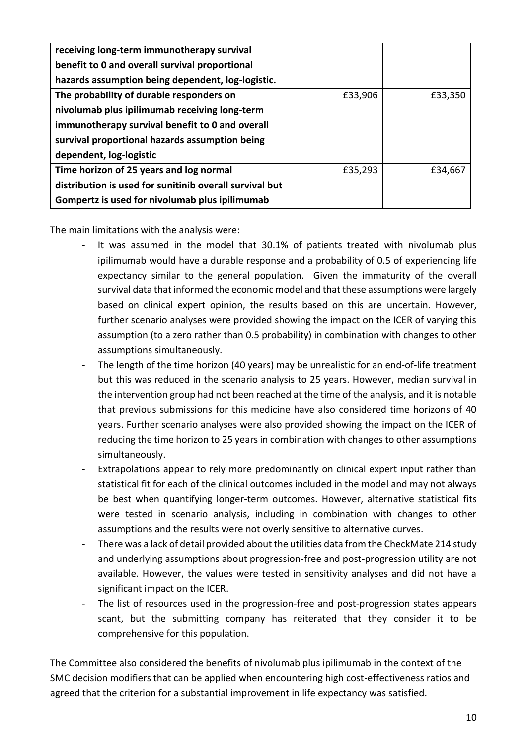| | | |
|---|---|---|
| **receiving long-term immunotherapy survival benefit to 0 and overall survival proportional hazards assumption being dependent, log-logistic.** | | |
| **The probability of durable responders on nivolumab plus ipilimumab receiving long-term immunotherapy survival benefit to 0 and overall survival proportional hazards assumption being dependent, log-logistic** | £33,906 | £33,350 |
| **Time horizon of 25 years and log normal distribution is used for sunitinib overall survival but Gompertz is used for nivolumab plus ipilimumab** | £35,293 | £34,667 |

The main limitations with the analysis were:

- It was assumed in the model that 30.1% of patients treated with nivolumab plus ipilimumab would have a durable response and a probability of 0.5 of experiencing life expectancy similar to the general population. Given the immaturity of the overall survival data that informed the economic model and that these assumptions were largely based on clinical expert opinion, the results based on this are uncertain. However, further scenario analyses were provided showing the impact on the ICER of varying this assumption (to a zero rather than 0.5 probability) in combination with changes to other assumptions simultaneously.
- The length of the time horizon (40 years) may be unrealistic for an end-of-life treatment but this was reduced in the scenario analysis to 25 years. However, median survival in the intervention group had not been reached at the time of the analysis, and it is notable that previous submissions for this medicine have also considered time horizons of 40 years. Further scenario analyses were also provided showing the impact on the ICER of reducing the time horizon to 25 years in combination with changes to other assumptions simultaneously.
- Extrapolations appear to rely more predominantly on clinical expert input rather than statistical fit for each of the clinical outcomes included in the model and may not always be best when quantifying longer-term outcomes. However, alternative statistical fits were tested in scenario analysis, including in combination with changes to other assumptions and the results were not overly sensitive to alternative curves.
- There was a lack of detail provided about the utilities data from the CheckMate 214 study and underlying assumptions about progression-free and post-progression utility are not available. However, the values were tested in sensitivity analyses and did not have a significant impact on the ICER.
- The list of resources used in the progression-free and post-progression states appears scant, but the submitting company has reiterated that they consider it to be comprehensive for this population.

The Committee also considered the benefits of nivolumab plus ipilimumab in the context of the SMC decision modifiers that can be applied when encountering high cost-effectiveness ratios and agreed that the criterion for a substantial improvement in life expectancy was satisfied.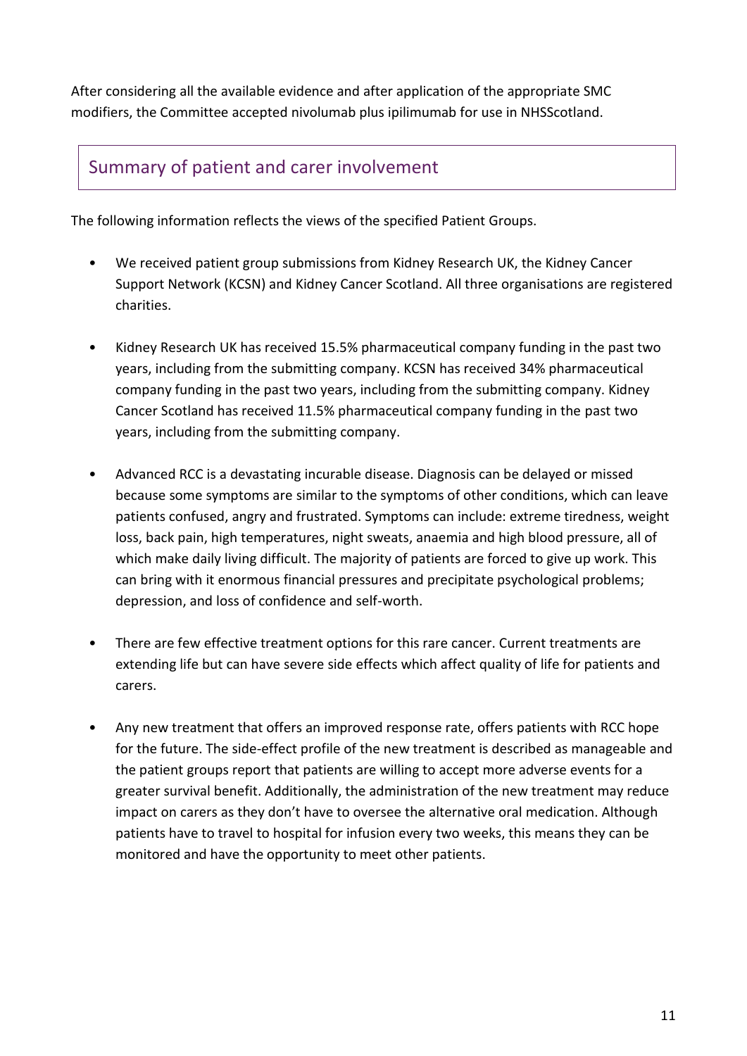After considering all the available evidence and after application of the appropriate SMC modifiers, the Committee accepted nivolumab plus ipilimumab for use in NHSScotland.

## Summary of patient and carer involvement

The following information reflects the views of the specified Patient Groups.

- We received patient group submissions from Kidney Research UK, the Kidney Cancer Support Network (KCSN) and Kidney Cancer Scotland. All three organisations are registered charities.
- Kidney Research UK has received 15.5% pharmaceutical company funding in the past two years, including from the submitting company. KCSN has received 34% pharmaceutical company funding in the past two years, including from the submitting company. Kidney Cancer Scotland has received 11.5% pharmaceutical company funding in the past two years, including from the submitting company.
- Advanced RCC is a devastating incurable disease. Diagnosis can be delayed or missed because some symptoms are similar to the symptoms of other conditions, which can leave patients confused, angry and frustrated. Symptoms can include: extreme tiredness, weight loss, back pain, high temperatures, night sweats, anaemia and high blood pressure, all of which make daily living difficult. The majority of patients are forced to give up work. This can bring with it enormous financial pressures and precipitate psychological problems; depression, and loss of confidence and self-worth.
- There are few effective treatment options for this rare cancer. Current treatments are extending life but can have severe side effects which affect quality of life for patients and carers.
- Any new treatment that offers an improved response rate, offers patients with RCC hope for the future. The side-effect profile of the new treatment is described as manageable and the patient groups report that patients are willing to accept more adverse events for a greater survival benefit. Additionally, the administration of the new treatment may reduce impact on carers as they don't have to oversee the alternative oral medication. Although patients have to travel to hospital for infusion every two weeks, this means they can be monitored and have the opportunity to meet other patients.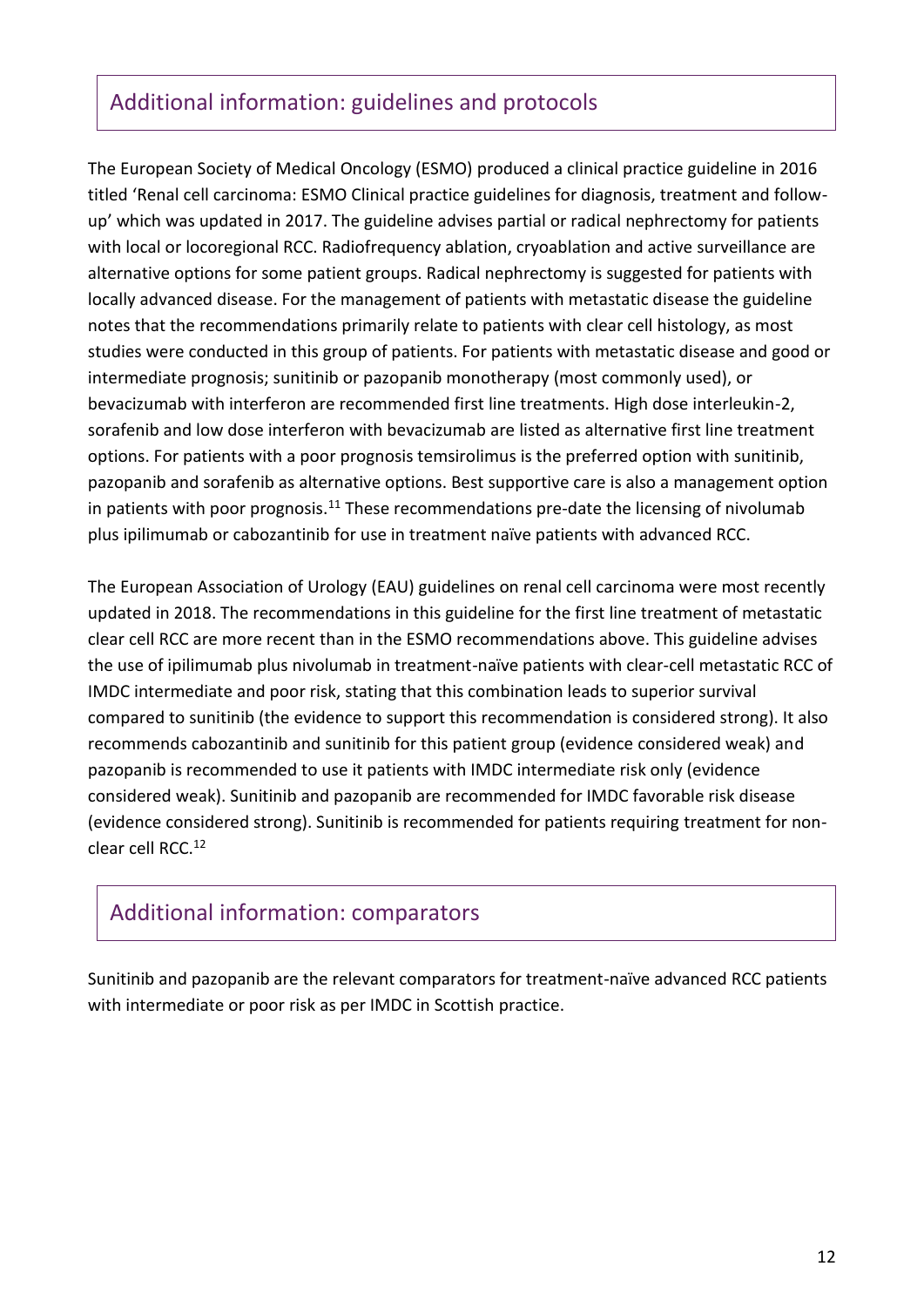## Additional information: guidelines and protocols

The European Society of Medical Oncology (ESMO) produced a clinical practice guideline in 2016 titled 'Renal cell carcinoma: ESMO Clinical practice guidelines for diagnosis, treatment and follow-up' which was updated in 2017. The guideline advises partial or radical nephrectomy for patients with local or locoregional RCC. Radiofrequency ablation, cryoablation and active surveillance are alternative options for some patient groups. Radical nephrectomy is suggested for patients with locally advanced disease. For the management of patients with metastatic disease the guideline notes that the recommendations primarily relate to patients with clear cell histology, as most studies were conducted in this group of patients. For patients with metastatic disease and good or intermediate prognosis; sunitinib or pazopanib monotherapy (most commonly used), or bevacizumab with interferon are recommended first line treatments. High dose interleukin-2, sorafenib and low dose interferon with bevacizumab are listed as alternative first line treatment options. For patients with a poor prognosis temsirolimus is the preferred option with sunitinib, pazopanib and sorafenib as alternative options. Best supportive care is also a management option in patients with poor prognosis.[11] These recommendations pre-date the licensing of nivolumab plus ipilimumab or cabozantinib for use in treatment naïve patients with advanced RCC.

The European Association of Urology (EAU) guidelines on renal cell carcinoma were most recently updated in 2018. The recommendations in this guideline for the first line treatment of metastatic clear cell RCC are more recent than in the ESMO recommendations above. This guideline advises the use of ipilimumab plus nivolumab in treatment-naïve patients with clear-cell metastatic RCC of IMDC intermediate and poor risk, stating that this combination leads to superior survival compared to sunitinib (the evidence to support this recommendation is considered strong). It also recommends cabozantinib and sunitinib for this patient group (evidence considered weak) and pazopanib is recommended to use it patients with IMDC intermediate risk only (evidence considered weak). Sunitinib and pazopanib are recommended for IMDC favorable risk disease (evidence considered strong). Sunitinib is recommended for patients requiring treatment for non-clear cell RCC.[12]

## Additional information: comparators

Sunitinib and pazopanib are the relevant comparators for treatment-naïve advanced RCC patients with intermediate or poor risk as per IMDC in Scottish practice.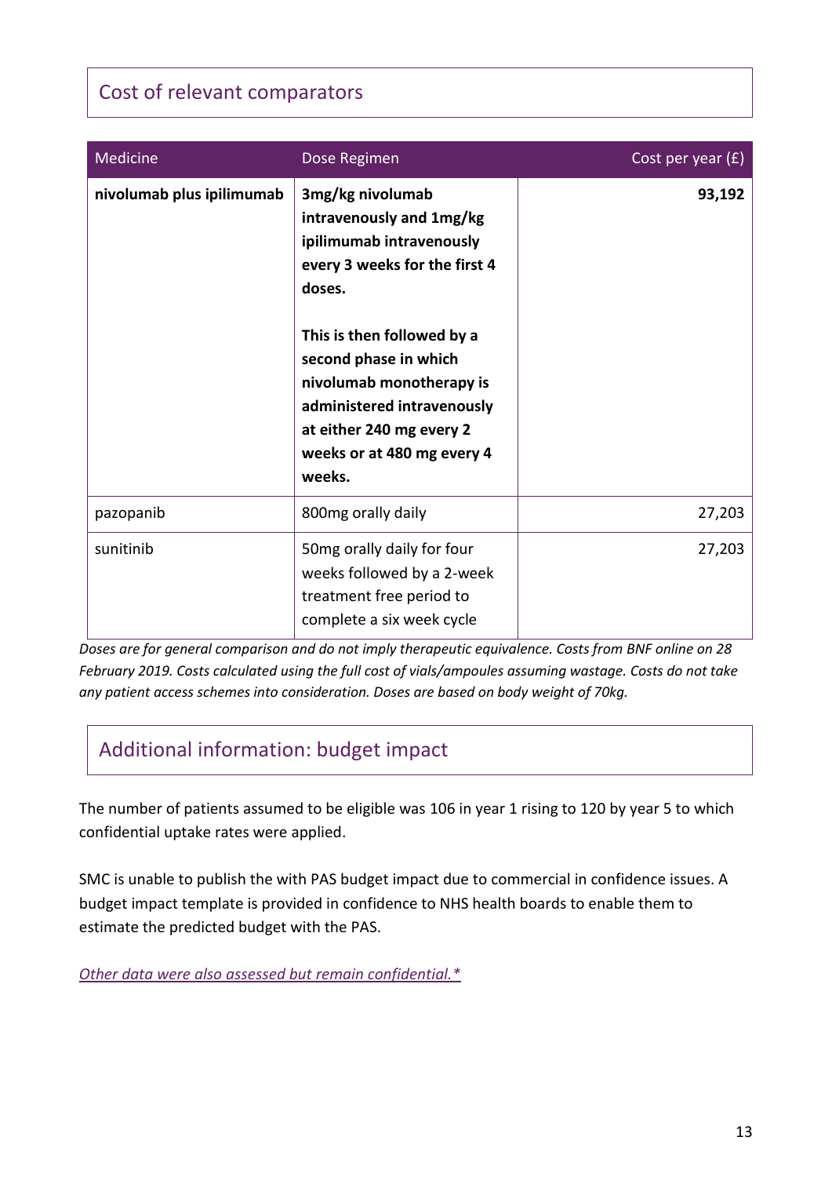## Cost of relevant comparators

| Medicine | Dose Regimen | Cost per year (£) |
|---|---|---|
| **nivolumab plus ipilimumab** | **3mg/kg nivolumab intravenously and 1mg/kg ipilimumab intravenously every 3 weeks for the first 4 doses.** <br><br> **This is then followed by a second phase in which nivolumab monotherapy is administered intravenously at either 240 mg every 2 weeks or at 480 mg every 4 weeks.** | **93,192** |
| pazopanib | 800mg orally daily | 27,203 |
| sunitinib | 50mg orally daily for four weeks followed by a 2-week treatment free period to complete a six week cycle | 27,203 |

*Doses are for general comparison and do not imply therapeutic equivalence. Costs from BNF online on 28 February 2019. Costs calculated using the full cost of vials/ampoules assuming wastage. Costs do not take any patient access schemes into consideration. Doses are based on body weight of 70kg.*

## Additional information: budget impact

The number of patients assumed to be eligible was 106 in year 1 rising to 120 by year 5 to which confidential uptake rates were applied.

SMC is unable to publish the with PAS budget impact due to commercial in confidence issues. A budget impact template is provided in confidence to NHS health boards to enable them to estimate the predicted budget with the PAS.

*Other data were also assessed but remain confidential.**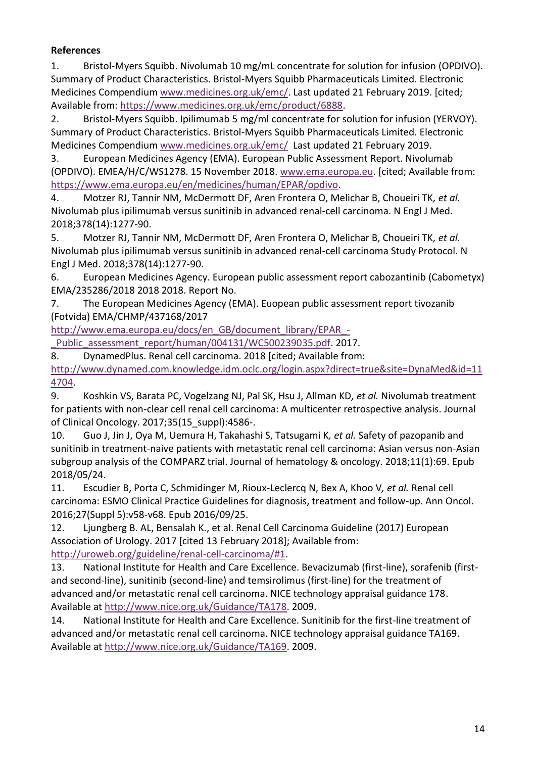**References**

1. Bristol-Myers Squibb. Nivolumab 10 mg/mL concentrate for solution for infusion (OPDIVO). Summary of Product Characteristics. Bristol-Myers Squibb Pharmaceuticals Limited. Electronic Medicines Compendium www.medicines.org.uk/emc/. Last updated 21 February 2019. [cited; Available from: https://www.medicines.org.uk/emc/product/6888.
2. Bristol-Myers Squibb. Ipilimumab 5 mg/ml concentrate for solution for infusion (YERVOY). Summary of Product Characteristics. Bristol-Myers Squibb Pharmaceuticals Limited. Electronic Medicines Compendium www.medicines.org.uk/emc/ Last updated 21 February 2019.
3. European Medicines Agency (EMA). European Public Assessment Report. Nivolumab (OPDIVO). EMEA/H/C/WS1278. 15 November 2018. www.ema.europa.eu. [cited; Available from: https://www.ema.europa.eu/en/medicines/human/EPAR/opdivo.
4. Motzer RJ, Tannir NM, McDermott DF, Aren Frontera O, Melichar B, Choueiri TK*, et al.* Nivolumab plus ipilimumab versus sunitinib in advanced renal-cell carcinoma. N Engl J Med. 2018;378(14):1277-90.
5. Motzer RJ, Tannir NM, McDermott DF, Aren Frontera O, Melichar B, Choueiri TK*, et al.* Nivolumab plus ipilimumab versus sunitinib in advanced renal-cell carcinoma Study Protocol. N Engl J Med. 2018;378(14):1277-90.
6. European Medicines Agency. European public assessment report cabozantinib (Cabometyx) EMA/235286/2018 2018 2018. Report No.
7. The European Medicines Agency (EMA). Euopean public assessment report tivozanib (Fotvida) EMA/CHMP/437168/2017 http://www.ema.europa.eu/docs/en_GB/document_library/EPAR_-_Public_assessment_report/human/004131/WC500239035.pdf. 2017.
8. DynamedPlus. Renal cell carcinoma. 2018 [cited; Available from: http://www.dynamed.com.knowledge.idm.oclc.org/login.aspx?direct=true&site=DynaMed&id=114704.
9. Koshkin VS, Barata PC, Vogelzang NJ, Pal SK, Hsu J, Allman KD*, et al.* Nivolumab treatment for patients with non-clear cell renal cell carcinoma: A multicenter retrospective analysis. Journal of Clinical Oncology. 2017;35(15_suppl):4586-.
10. Guo J, Jin J, Oya M, Uemura H, Takahashi S, Tatsugami K*, et al.* Safety of pazopanib and sunitinib in treatment-naive patients with metastatic renal cell carcinoma: Asian versus non-Asian subgroup analysis of the COMPARZ trial. Journal of hematology & oncology. 2018;11(1):69. Epub 2018/05/24.
11. Escudier B, Porta C, Schmidinger M, Rioux-Leclercq N, Bex A, Khoo V*, et al.* Renal cell carcinoma: ESMO Clinical Practice Guidelines for diagnosis, treatment and follow-up. Ann Oncol. 2016;27(Suppl 5):v58-v68. Epub 2016/09/25.
12. Ljungberg B. AL, Bensalah K., et al. Renal Cell Carcinoma Guideline (2017) European Association of Urology. 2017 [cited 13 February 2018]; Available from: http://uroweb.org/guideline/renal-cell-carcinoma/#1.
13. National Institute for Health and Care Excellence. Bevacizumab (first-line), sorafenib (first- and second-line), sunitinib (second-line) and temsirolimus (first-line) for the treatment of advanced and/or metastatic renal cell carcinoma. NICE technology appraisal guidance 178. Available at http://www.nice.org.uk/Guidance/TA178. 2009.
14. National Institute for Health and Care Excellence. Sunitinib for the first-line treatment of advanced and/or metastatic renal cell carcinoma. NICE technology appraisal guidance TA169. Available at http://www.nice.org.uk/Guidance/TA169. 2009.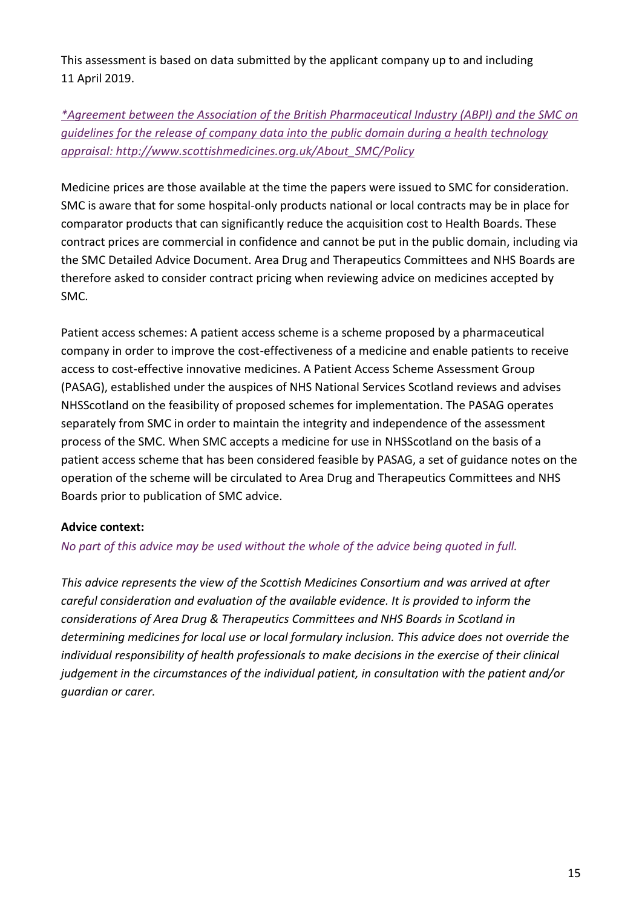This assessment is based on data submitted by the applicant company up to and including 11 April 2019.

*\*Agreement between the Association of the British Pharmaceutical Industry (ABPI) and the SMC on guidelines for the release of company data into the public domain during a health technology appraisal: http://www.scottishmedicines.org.uk/About_SMC/Policy*

Medicine prices are those available at the time the papers were issued to SMC for consideration. SMC is aware that for some hospital-only products national or local contracts may be in place for comparator products that can significantly reduce the acquisition cost to Health Boards. These contract prices are commercial in confidence and cannot be put in the public domain, including via the SMC Detailed Advice Document. Area Drug and Therapeutics Committees and NHS Boards are therefore asked to consider contract pricing when reviewing advice on medicines accepted by SMC.

Patient access schemes: A patient access scheme is a scheme proposed by a pharmaceutical company in order to improve the cost-effectiveness of a medicine and enable patients to receive access to cost-effective innovative medicines. A Patient Access Scheme Assessment Group (PASAG), established under the auspices of NHS National Services Scotland reviews and advises NHSScotland on the feasibility of proposed schemes for implementation. The PASAG operates separately from SMC in order to maintain the integrity and independence of the assessment process of the SMC. When SMC accepts a medicine for use in NHSScotland on the basis of a patient access scheme that has been considered feasible by PASAG, a set of guidance notes on the operation of the scheme will be circulated to Area Drug and Therapeutics Committees and NHS Boards prior to publication of SMC advice.

**Advice context:**

*No part of this advice may be used without the whole of the advice being quoted in full.*

*This advice represents the view of the Scottish Medicines Consortium and was arrived at after careful consideration and evaluation of the available evidence. It is provided to inform the considerations of Area Drug & Therapeutics Committees and NHS Boards in Scotland in determining medicines for local use or local formulary inclusion. This advice does not override the individual responsibility of health professionals to make decisions in the exercise of their clinical judgement in the circumstances of the individual patient, in consultation with the patient and/or guardian or carer.*